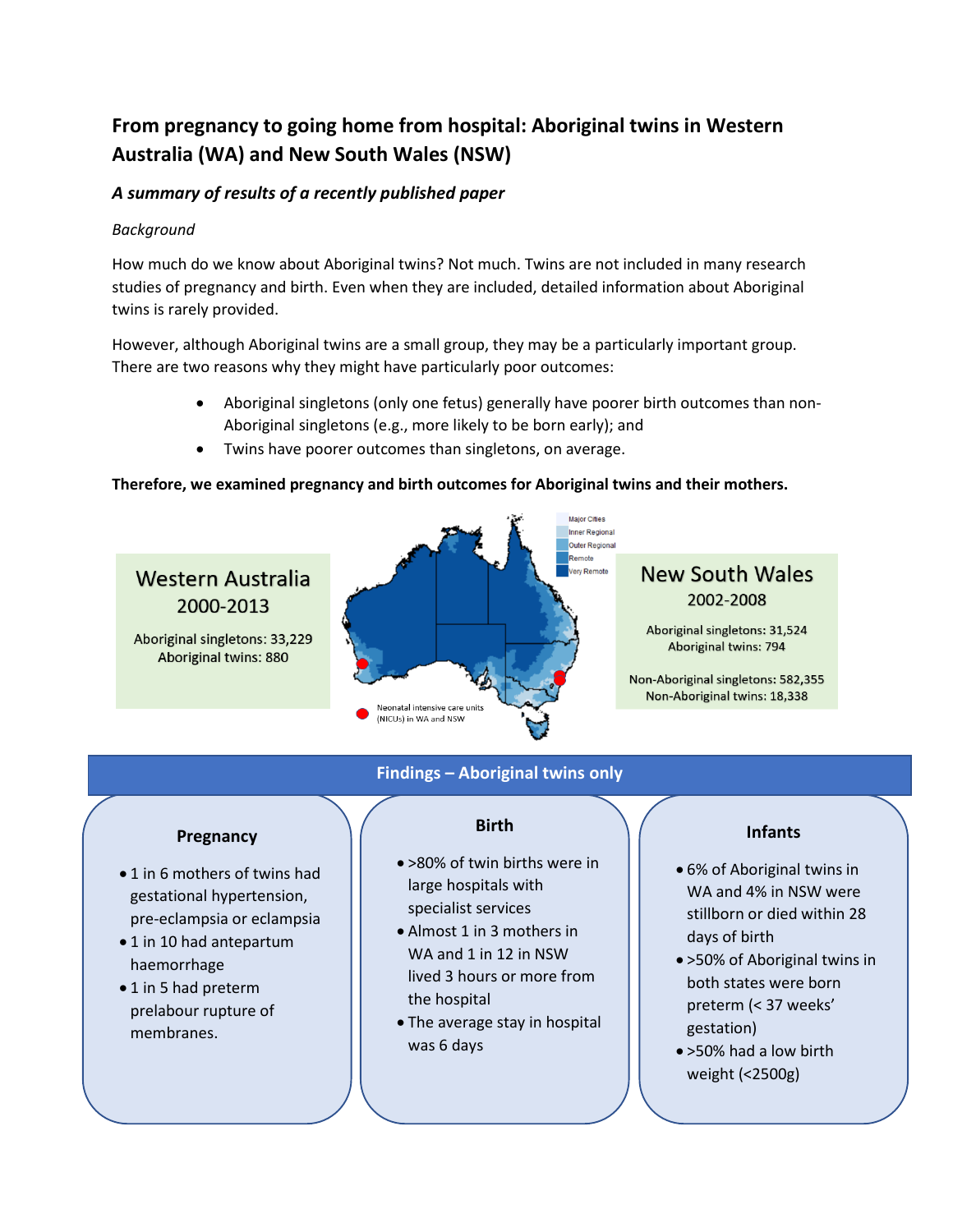# From pregnancy to going home from hospital: Aboriginal twins in Western Australia (WA) and New South Wales (NSW)

### *A summary of results of a recently published paper*

*Background*

How much do we know about Aboriginal twins? Not much. Twins are not included in many research studies of pregnancy and birth. Even when they are included, detailed information about Aboriginal twins is rarely provided.

However, although Aboriginal twins are a small group, they may be a particularly important group. There are two reasons why they might have particularly poor outcomes:

- Aboriginal singletons (only one fetus) generally have poorer birth outcomes than non-Aboriginal singletons (e.g., more likely to be born early); and
- Twins have poorer outcomes than singletons, on average.

**Therefore, we examined pregnancy and birth outcomes for Aboriginal twins and their mothers.**

**Western Australia**
2000-2013

Aboriginal singletons: 33,229
Aboriginal twins: 880

Major Cities
Inner Regional
Outer Regional
Remote
Very Remote

Neonatal intensive care units (NICUs) in WA and NSW

**New South Wales**
2002-2008

Aboriginal singletons: 31,524
Aboriginal twins: 794

Non-Aboriginal singletons: 582,355
Non-Aboriginal twins: 18,338

## Findings – Aboriginal twins only

### Pregnancy

- 1 in 6 mothers of twins had gestational hypertension, pre-eclampsia or eclampsia
- 1 in 10 had antepartum haemorrhage
- 1 in 5 had preterm prelabour rupture of membranes.

### Birth

- >80% of twin births were in large hospitals with specialist services
- Almost 1 in 3 mothers in WA and 1 in 12 in NSW lived 3 hours or more from the hospital
- The average stay in hospital was 6 days

### Infants

- 6% of Aboriginal twins in WA and 4% in NSW were stillborn or died within 28 days of birth
- >50% of Aboriginal twins in both states were born preterm (< 37 weeks' gestation)
- >50% had a low birth weight (<2500g)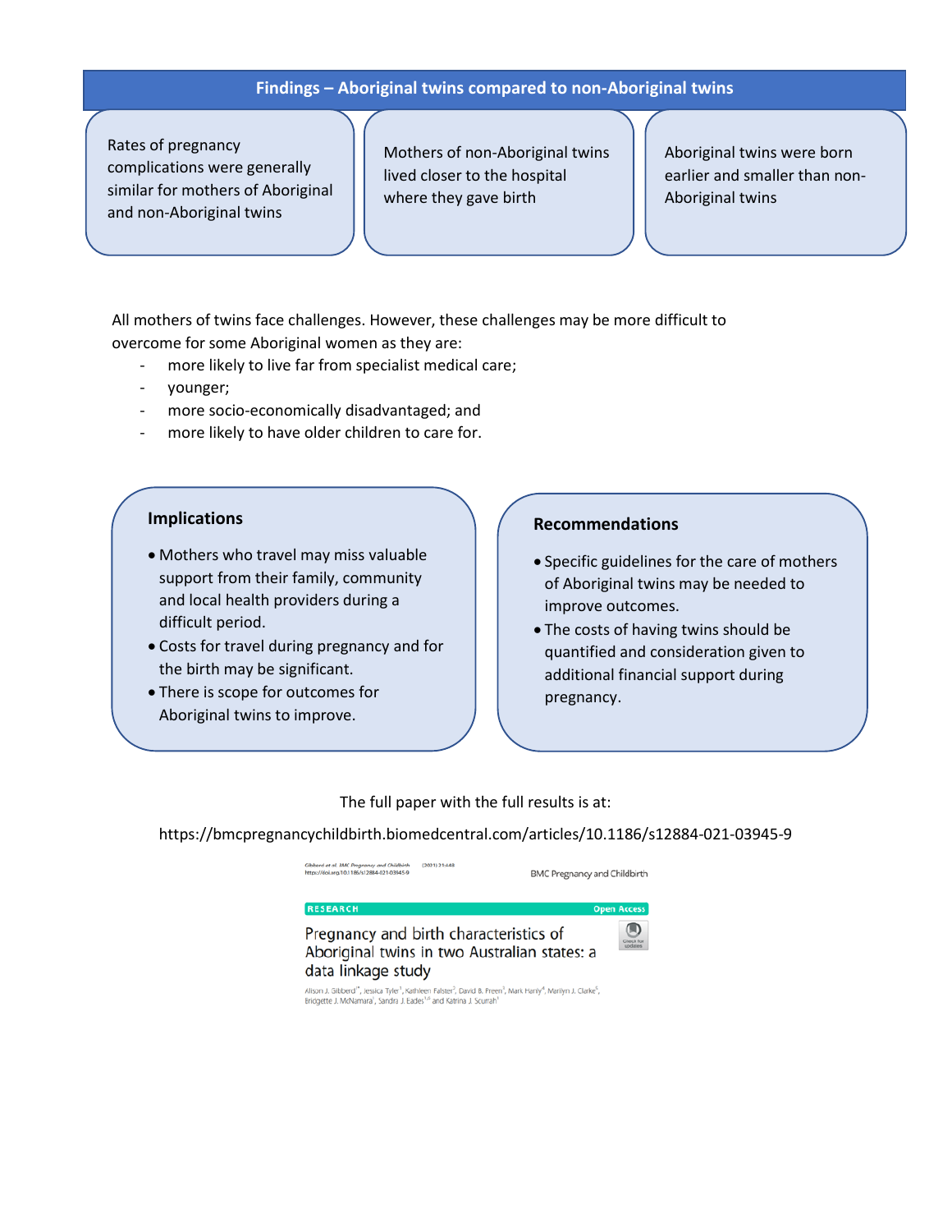## Findings – Aboriginal twins compared to non-Aboriginal twins

Rates of pregnancy complications were generally similar for mothers of Aboriginal and non-Aboriginal twins

Mothers of non-Aboriginal twins lived closer to the hospital where they gave birth

Aboriginal twins were born earlier and smaller than non-Aboriginal twins

All mothers of twins face challenges. However, these challenges may be more difficult to overcome for some Aboriginal women as they are:

- more likely to live far from specialist medical care;
- younger;
- more socio-economically disadvantaged; and
- more likely to have older children to care for.

### Implications

- Mothers who travel may miss valuable support from their family, community and local health providers during a difficult period.
- Costs for travel during pregnancy and for the birth may be significant.
- There is scope for outcomes for Aboriginal twins to improve.

### Recommendations

- Specific guidelines for the care of mothers of Aboriginal twins may be needed to improve outcomes.
- The costs of having twins should be quantified and consideration given to additional financial support during pregnancy.

The full paper with the full results is at:

https://bmcpregnancychildbirth.biomedcentral.com/articles/10.1186/s12884-021-03945-9

Gibberd et al. BMC Pregnancy and Childbirth (2021) 21:448
https://doi.org/10.1186/s12884-021-03945-9

BMC Pregnancy and Childbirth

RESEARCH — Open Access

Pregnancy and birth characteristics of Aboriginal twins in two Australian states: a data linkage study

Alison J. Gibberd[1*], Jessica Tyler[1], Kathleen Falster[2], David B. Preen[3], Mark Hanly[4], Marilyn J. Clarke[5], Bridgette J. McNamara[1], Sandra J. Eades[1,6] and Katrina J. Scurrah[1]